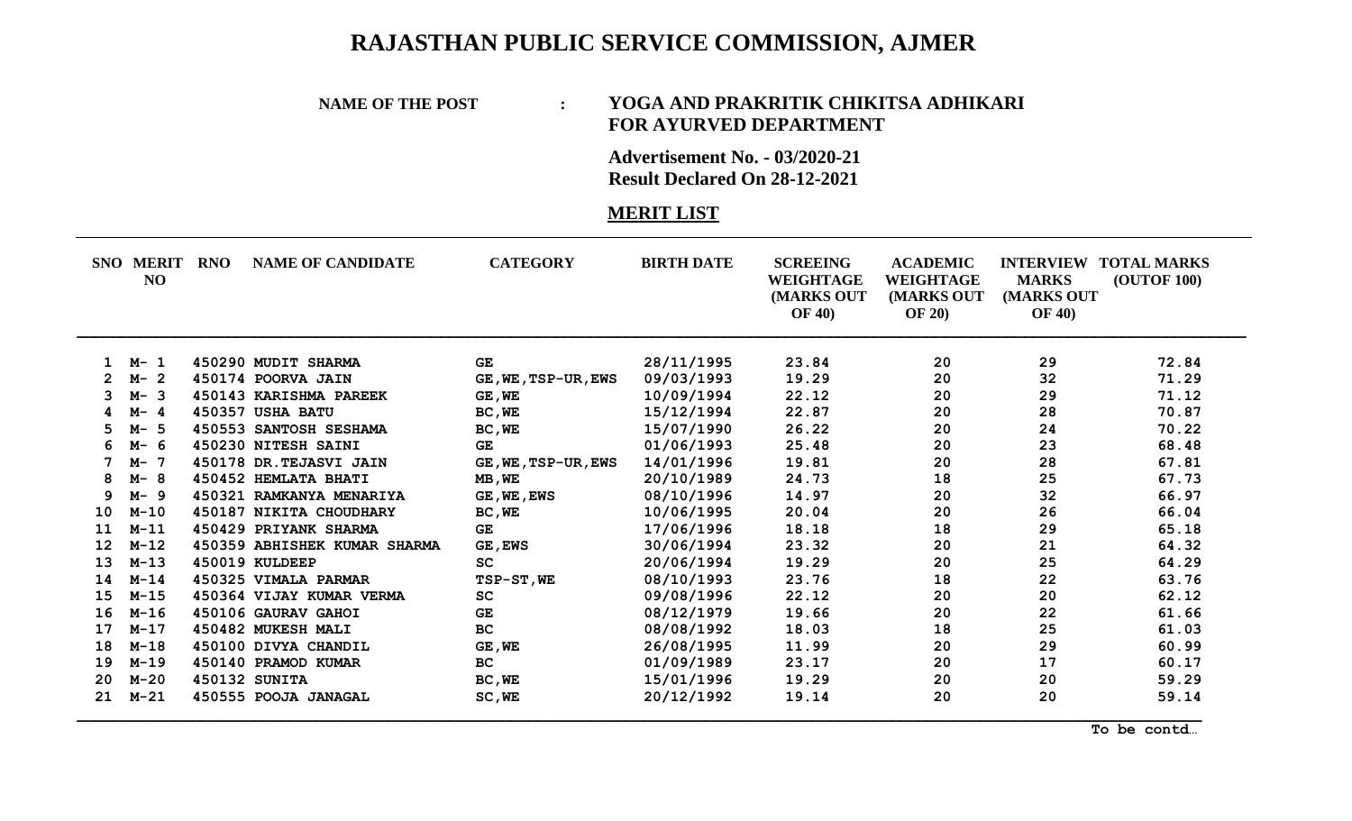# RAJASTHAN PUBLIC SERVICE COMMISSION, AJMER

**NAME OF THE POST : YOGA AND PRAKRITIK CHIKITSA ADHIKARI FOR AYURVED DEPARTMENT**

**Advertisement No. - 03/2020-21**
**Result Declared On 28-12-2021**

## MERIT LIST

| SNO | MERIT NO | RNO | NAME OF CANDIDATE | CATEGORY | BIRTH DATE | SCREEING WEIGHTAGE (MARKS OUT OF 40) | ACADEMIC WEIGHTAGE (MARKS OUT OF 20) | INTERVIEW MARKS (MARKS OUT OF 40) | TOTAL MARKS (OUTOF 100) |
|---|---|---|---|---|---|---|---|---|---|
| 1 | M- 1 | 450290 | MUDIT SHARMA | GE | 28/11/1995 | 23.84 | 20 | 29 | 72.84 |
| 2 | M- 2 | 450174 | POORVA JAIN | GE,WE,TSP-UR,EWS | 09/03/1993 | 19.29 | 20 | 32 | 71.29 |
| 3 | M- 3 | 450143 | KARISHMA PAREEK | GE,WE | 10/09/1994 | 22.12 | 20 | 29 | 71.12 |
| 4 | M- 4 | 450357 | USHA BATU | BC,WE | 15/12/1994 | 22.87 | 20 | 28 | 70.87 |
| 5 | M- 5 | 450553 | SANTOSH SESHAMA | BC,WE | 15/07/1990 | 26.22 | 20 | 24 | 70.22 |
| 6 | M- 6 | 450230 | NITESH SAINI | GE | 01/06/1993 | 25.48 | 20 | 23 | 68.48 |
| 7 | M- 7 | 450178 | DR.TEJASVI JAIN | GE,WE,TSP-UR,EWS | 14/01/1996 | 19.81 | 20 | 28 | 67.81 |
| 8 | M- 8 | 450452 | HEMLATA BHATI | MB,WE | 20/10/1989 | 24.73 | 18 | 25 | 67.73 |
| 9 | M- 9 | 450321 | RAMKANYA MENARIYA | GE,WE,EWS | 08/10/1996 | 14.97 | 20 | 32 | 66.97 |
| 10 | M-10 | 450187 | NIKITA CHOUDHARY | BC,WE | 10/06/1995 | 20.04 | 20 | 26 | 66.04 |
| 11 | M-11 | 450429 | PRIYANK SHARMA | GE | 17/06/1996 | 18.18 | 18 | 29 | 65.18 |
| 12 | M-12 | 450359 | ABHISHEK KUMAR SHARMA | GE,EWS | 30/06/1994 | 23.32 | 20 | 21 | 64.32 |
| 13 | M-13 | 450019 | KULDEEP | SC | 20/06/1994 | 19.29 | 20 | 25 | 64.29 |
| 14 | M-14 | 450325 | VIMALA PARMAR | TSP-ST,WE | 08/10/1993 | 23.76 | 18 | 22 | 63.76 |
| 15 | M-15 | 450364 | VIJAY KUMAR VERMA | SC | 09/08/1996 | 22.12 | 20 | 20 | 62.12 |
| 16 | M-16 | 450106 | GAURAV GAHOI | GE | 08/12/1979 | 19.66 | 20 | 22 | 61.66 |
| 17 | M-17 | 450482 | MUKESH MALI | BC | 08/08/1992 | 18.03 | 18 | 25 | 61.03 |
| 18 | M-18 | 450100 | DIVYA CHANDIL | GE,WE | 26/08/1995 | 11.99 | 20 | 29 | 60.99 |
| 19 | M-19 | 450140 | PRAMOD KUMAR | BC | 01/09/1989 | 23.17 | 20 | 17 | 60.17 |
| 20 | M-20 | 450132 | SUNITA | BC,WE | 15/01/1996 | 19.29 | 20 | 20 | 59.29 |
| 21 | M-21 | 450555 | POOJA JANAGAL | SC,WE | 20/12/1992 | 19.14 | 20 | 20 | 59.14 |

To be contd…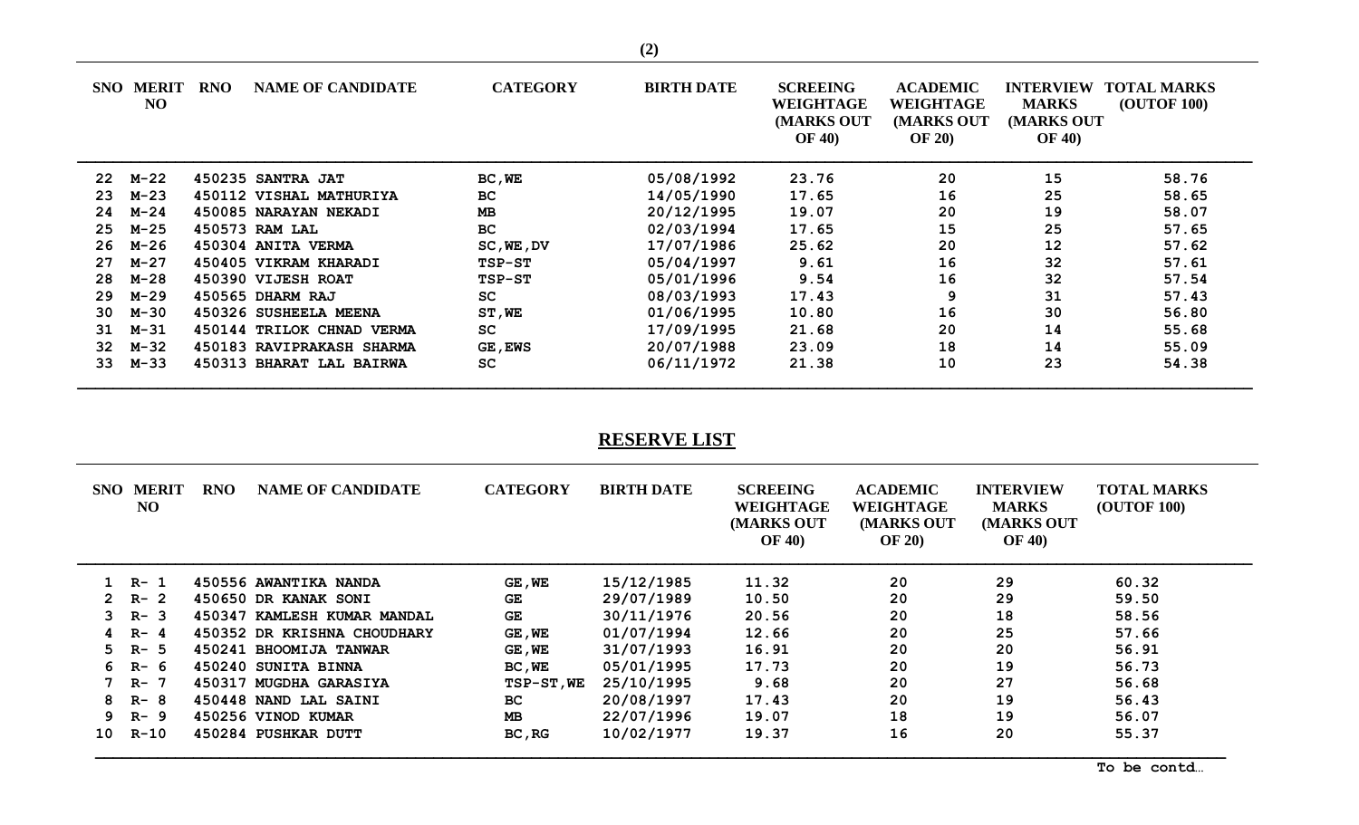| SNO | MERIT NO | RNO | NAME OF CANDIDATE | CATEGORY | BIRTH DATE | SCREEING WEIGHTAGE (MARKS OUT OF 40) | ACADEMIC WEIGHTAGE (MARKS OUT OF 20) | INTERVIEW MARKS (MARKS OUT OF 40) | TOTAL MARKS (OUTOF 100) |
|---|---|---|---|---|---|---|---|---|---|
| 22 | M-22 | 450235 | SANTRA JAT | BC,WE | 05/08/1992 | 23.76 | 20 | 15 | 58.76 |
| 23 | M-23 | 450112 | VISHAL MATHURIYA | BC | 14/05/1990 | 17.65 | 16 | 25 | 58.65 |
| 24 | M-24 | 450085 | NARAYAN NEKADI | MB | 20/12/1995 | 19.07 | 20 | 19 | 58.07 |
| 25 | M-25 | 450573 | RAM LAL | BC | 02/03/1994 | 17.65 | 15 | 25 | 57.65 |
| 26 | M-26 | 450304 | ANITA VERMA | SC,WE,DV | 17/07/1986 | 25.62 | 20 | 12 | 57.62 |
| 27 | M-27 | 450405 | VIKRAM KHARADI | TSP-ST | 05/04/1997 | 9.61 | 16 | 32 | 57.61 |
| 28 | M-28 | 450390 | VIJESH ROAT | TSP-ST | 05/01/1996 | 9.54 | 16 | 32 | 57.54 |
| 29 | M-29 | 450565 | DHARM RAJ | SC | 08/03/1993 | 17.43 | 9 | 31 | 57.43 |
| 30 | M-30 | 450326 | SUSHEELA MEENA | ST,WE | 01/06/1995 | 10.80 | 16 | 30 | 56.80 |
| 31 | M-31 | 450144 | TRILOK CHNAD VERMA | SC | 17/09/1995 | 21.68 | 20 | 14 | 55.68 |
| 32 | M-32 | 450183 | RAVIPRAKASH SHARMA | GE,EWS | 20/07/1988 | 23.09 | 18 | 14 | 55.09 |
| 33 | M-33 | 450313 | BHARAT LAL BAIRWA | SC | 06/11/1972 | 21.38 | 10 | 23 | 54.38 |

## RESERVE LIST

| SNO | MERIT NO | RNO | NAME OF CANDIDATE | CATEGORY | BIRTH DATE | SCREEING WEIGHTAGE (MARKS OUT OF 40) | ACADEMIC WEIGHTAGE (MARKS OUT OF 20) | INTERVIEW MARKS (MARKS OUT OF 40) | TOTAL MARKS (OUTOF 100) |
|---|---|---|---|---|---|---|---|---|---|
| 1 | R- 1 | 450556 | AWANTIKA NANDA | GE,WE | 15/12/1985 | 11.32 | 20 | 29 | 60.32 |
| 2 | R- 2 | 450650 | DR KANAK SONI | GE | 29/07/1989 | 10.50 | 20 | 29 | 59.50 |
| 3 | R- 3 | 450347 | KAMLESH KUMAR MANDAL | GE | 30/11/1976 | 20.56 | 20 | 18 | 58.56 |
| 4 | R- 4 | 450352 | DR KRISHNA CHOUDHARY | GE,WE | 01/07/1994 | 12.66 | 20 | 25 | 57.66 |
| 5 | R- 5 | 450241 | BHOOMIJA TANWAR | GE,WE | 31/07/1993 | 16.91 | 20 | 20 | 56.91 |
| 6 | R- 6 | 450240 | SUNITA BINNA | BC,WE | 05/01/1995 | 17.73 | 20 | 19 | 56.73 |
| 7 | R- 7 | 450317 | MUGDHA GARASIYA | TSP-ST,WE | 25/10/1995 | 9.68 | 20 | 27 | 56.68 |
| 8 | R- 8 | 450448 | NAND LAL SAINI | BC | 20/08/1997 | 17.43 | 20 | 19 | 56.43 |
| 9 | R- 9 | 450256 | VINOD KUMAR | MB | 22/07/1996 | 19.07 | 18 | 19 | 56.07 |
| 10 | R-10 | 450284 | PUSHKAR DUTT | BC,RG | 10/02/1977 | 19.37 | 16 | 20 | 55.37 |

To be contd…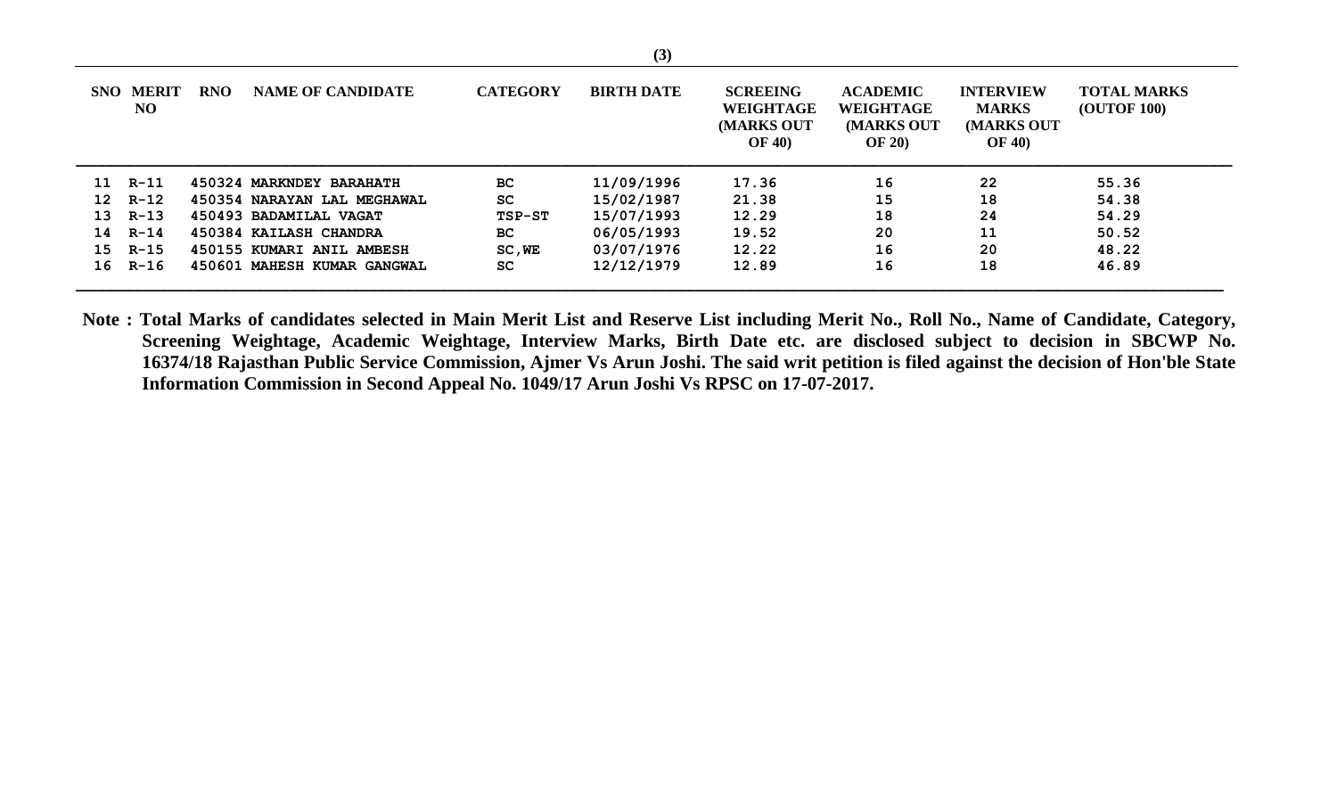| SNO | MERIT NO | RNO | NAME OF CANDIDATE | CATEGORY | BIRTH DATE | SCREEING WEIGHTAGE (MARKS OUT OF 40) | ACADEMIC WEIGHTAGE (MARKS OUT OF 20) | INTERVIEW MARKS (MARKS OUT OF 40) | TOTAL MARKS (OUTOF 100) |
|---|---|---|---|---|---|---|---|---|---|
| 11 | R-11 | 450324 | MARKNDEY BARAHATH | BC | 11/09/1996 | 17.36 | 16 | 22 | 55.36 |
| 12 | R-12 | 450354 | NARAYAN LAL MEGHAWAL | SC | 15/02/1987 | 21.38 | 15 | 18 | 54.38 |
| 13 | R-13 | 450493 | BADAMILAL VAGAT | TSP-ST | 15/07/1993 | 12.29 | 18 | 24 | 54.29 |
| 14 | R-14 | 450384 | KAILASH CHANDRA | BC | 06/05/1993 | 19.52 | 20 | 11 | 50.52 |
| 15 | R-15 | 450155 | KUMARI ANIL AMBESH | SC,WE | 03/07/1976 | 12.22 | 16 | 20 | 48.22 |
| 16 | R-16 | 450601 | MAHESH KUMAR GANGWAL | SC | 12/12/1979 | 12.89 | 16 | 18 | 46.89 |

**Note : Total Marks of candidates selected in Main Merit List and Reserve List including Merit No., Roll No., Name of Candidate, Category, Screening Weightage, Academic Weightage, Interview Marks, Birth Date etc. are disclosed subject to decision in SBCWP No. 16374/18 Rajasthan Public Service Commission, Ajmer Vs Arun Joshi. The said writ petition is filed against the decision of Hon'ble State Information Commission in Second Appeal No. 1049/17 Arun Joshi Vs RPSC on 17-07-2017.**